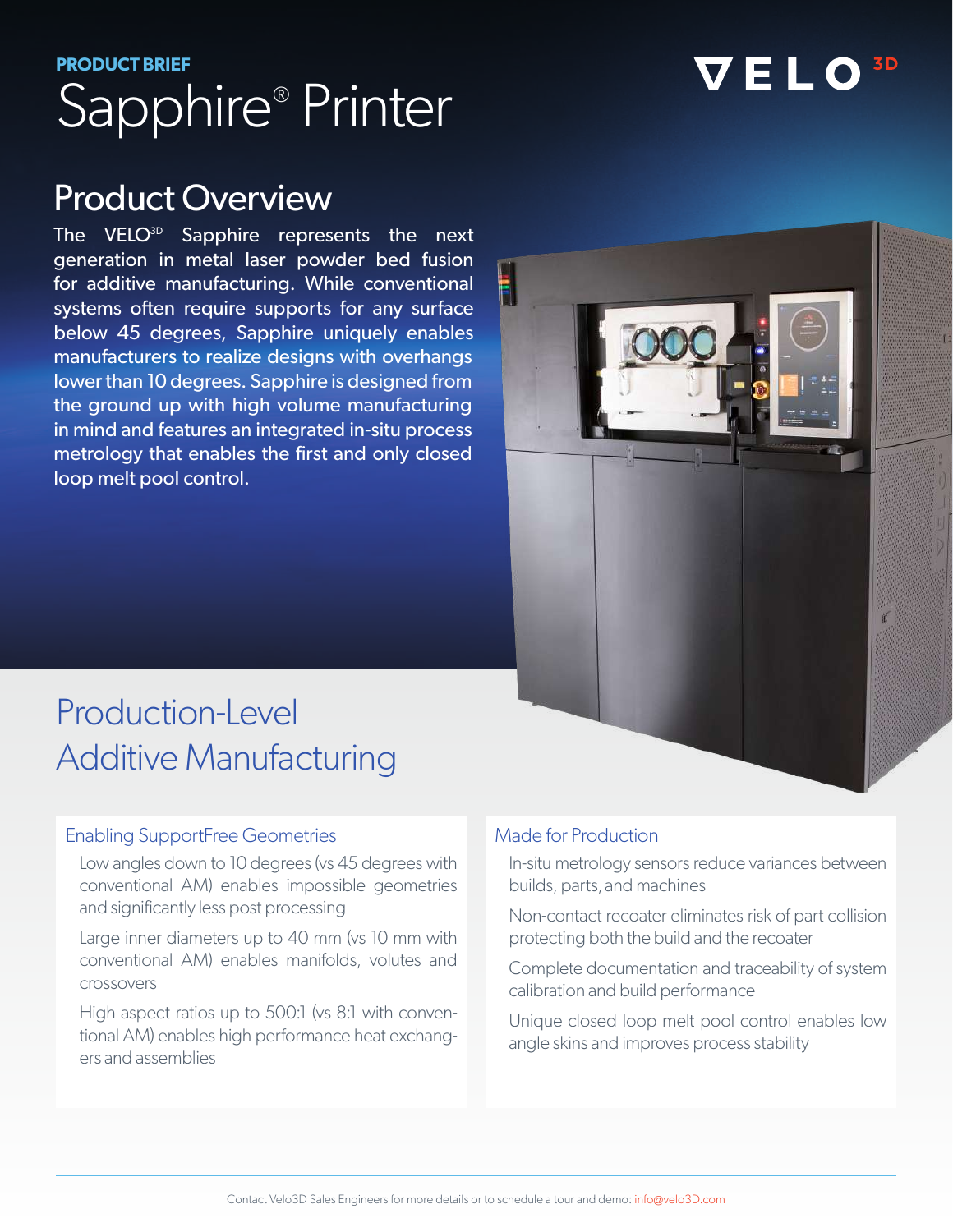**PRODUCT BRIEF**

# Sapphire® Printer

VELO[3D]

## Product Overview

The VELO[3D] Sapphire represents the next generation in metal laser powder bed fusion for additive manufacturing. While conventional systems often require supports for any surface below 45 degrees, Sapphire uniquely enables manufacturers to realize designs with overhangs lower than 10 degrees. Sapphire is designed from the ground up with high volume manufacturing in mind and features an integrated in-situ process metrology that enables the first and only closed loop melt pool control.

## Production-Level Additive Manufacturing

### Enabling SupportFree Geometries

- Low angles down to 10 degrees (vs 45 degrees with conventional AM) enables impossible geometries and significantly less post processing
- Large inner diameters up to 40 mm (vs 10 mm with conventional AM) enables manifolds, volutes and crossovers
- High aspect ratios up to 500:1 (vs 8:1 with conventional AM) enables high performance heat exchangers and assemblies

### Made for Production

- In-situ metrology sensors reduce variances between builds, parts, and machines
- Non-contact recoater eliminates risk of part collision protecting both the build and the recoater
- Complete documentation and traceability of system calibration and build performance
- Unique closed loop melt pool control enables low angle skins and improves process stability

Contact Velo3D Sales Engineers for more details or to schedule a tour and demo: info@velo3D.com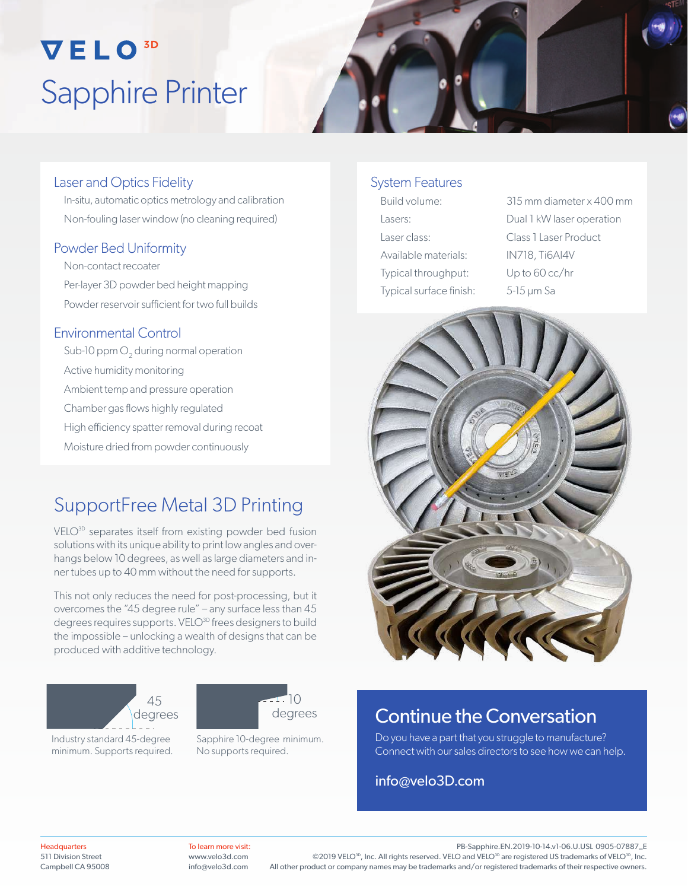# VELO3D

# Sapphire Printer

## Laser and Optics Fidelity

- In-situ, automatic optics metrology and calibration
- Non-fouling laser window (no cleaning required)

## Powder Bed Uniformity

- Non-contact recoater
- Per-layer 3D powder bed height mapping
- Powder reservoir sufficient for two full builds

## Environmental Control

- Sub-10 ppm $O_2$ during normal operation
- Active humidity monitoring
- Ambient temp and pressure operation
- Chamber gas flows highly regulated
- High efficiency spatter removal during recoat
- Moisture dried from powder continuously

## System Features

| | |
|---|---|
| Build volume: | 315 mm diameter x 400 mm |
| Lasers: | Dual 1 kW laser operation |
| Laser class: | Class 1 Laser Product |
| Available materials: | IN718, Ti6Al4V |
| Typical throughput: | Up to 60 cc/hr |
| Typical surface finish: | 5-15 µm Sa |

## SupportFree Metal 3D Printing

VELO3D separates itself from existing powder bed fusion solutions with its unique ability to print low angles and overhangs below 10 degrees, as well as large diameters and inner tubes up to 40 mm without the need for supports.

This not only reduces the need for post-processing, but it overcomes the "45 degree rule" – any surface less than 45 degrees requires supports. VELO3D frees designers to build the impossible – unlocking a wealth of designs that can be produced with additive technology.

45 degrees

Industry standard 45-degree minimum. Supports required.

10 degrees

Sapphire 10-degree minimum. No supports required.

## Continue the Conversation

Do you have a part that you struggle to manufacture? Connect with our sales directors to see how we can help.

info@velo3D.com

Headquarters
511 Division Street
Campbell CA 95008

To learn more visit:
www.velo3d.com
info@velo3d.com

PB-Sapphire.EN.2019-10-14.v1-06.U.USL 0905-07887_E
©2019 VELO3D, Inc. All rights reserved. VELO and VELO3D are registered US trademarks of VELO3D, Inc.
All other product or company names may be trademarks and/or registered trademarks of their respective owners.